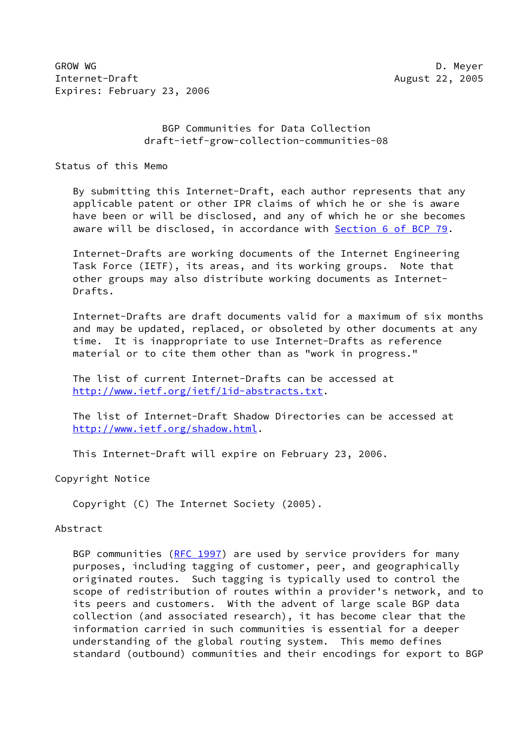GROW WG D. Meyer
Internet-Draft August 22, 2005
Expires: February 23, 2006

# BGP Communities for Data Collection
## draft-ietf-grow-collection-communities-08

## Status of this Memo

By submitting this Internet-Draft, each author represents that any applicable patent or other IPR claims of which he or she is aware have been or will be disclosed, and any of which he or she becomes aware will be disclosed, in accordance with Section 6 of BCP 79.

Internet-Drafts are working documents of the Internet Engineering Task Force (IETF), its areas, and its working groups. Note that other groups may also distribute working documents as Internet-Drafts.

Internet-Drafts are draft documents valid for a maximum of six months and may be updated, replaced, or obsoleted by other documents at any time. It is inappropriate to use Internet-Drafts as reference material or to cite them other than as "work in progress."

The list of current Internet-Drafts can be accessed at http://www.ietf.org/ietf/1id-abstracts.txt.

The list of Internet-Draft Shadow Directories can be accessed at http://www.ietf.org/shadow.html.

This Internet-Draft will expire on February 23, 2006.

## Copyright Notice

Copyright (C) The Internet Society (2005).

## Abstract

BGP communities (RFC 1997) are used by service providers for many purposes, including tagging of customer, peer, and geographically originated routes. Such tagging is typically used to control the scope of redistribution of routes within a provider's network, and to its peers and customers. With the advent of large scale BGP data collection (and associated research), it has become clear that the information carried in such communities is essential for a deeper understanding of the global routing system. This memo defines standard (outbound) communities and their encodings for export to BGP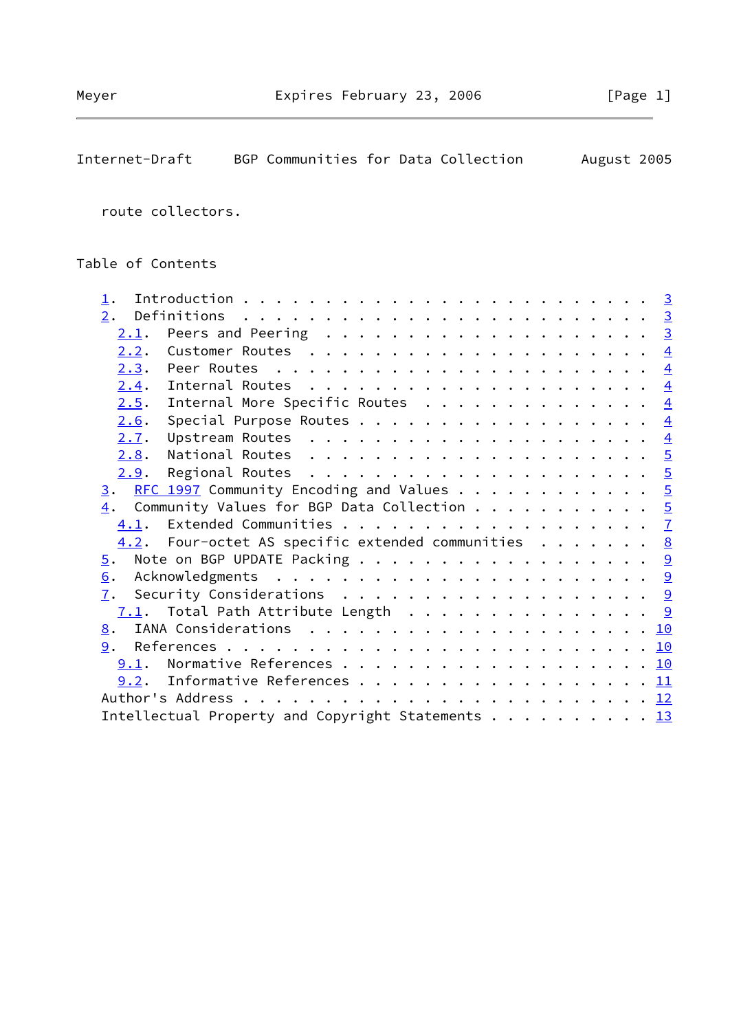route collectors.

## Table of Contents

1. Introduction . . . . . . . . . . . . . . . . . . . . . . . . 3
2. Definitions . . . . . . . . . . . . . . . . . . . . . . . . 3
   - 2.1. Peers and Peering . . . . . . . . . . . . . . . . . . . 3
   - 2.2. Customer Routes . . . . . . . . . . . . . . . . . . . . 4
   - 2.3. Peer Routes . . . . . . . . . . . . . . . . . . . . . . 4
   - 2.4. Internal Routes . . . . . . . . . . . . . . . . . . . . 4
   - 2.5. Internal More Specific Routes . . . . . . . . . . . . . 4
   - 2.6. Special Purpose Routes . . . . . . . . . . . . . . . . 4
   - 2.7. Upstream Routes . . . . . . . . . . . . . . . . . . . . 4
   - 2.8. National Routes . . . . . . . . . . . . . . . . . . . . 5
   - 2.9. Regional Routes . . . . . . . . . . . . . . . . . . . . 5
3. RFC 1997 Community Encoding and Values . . . . . . . . . . . 5
4. Community Values for BGP Data Collection . . . . . . . . . . 5
   - 4.1. Extended Communities . . . . . . . . . . . . . . . . . 7
   - 4.2. Four-octet AS specific extended communities . . . . . . 8
5. Note on BGP UPDATE Packing . . . . . . . . . . . . . . . . . 9
6. Acknowledgments . . . . . . . . . . . . . . . . . . . . . . 9
7. Security Considerations . . . . . . . . . . . . . . . . . . 9
   - 7.1. Total Path Attribute Length . . . . . . . . . . . . . . 9
8. IANA Considerations . . . . . . . . . . . . . . . . . . . . 10
9. References . . . . . . . . . . . . . . . . . . . . . . . . . 10
   - 9.1. Normative References . . . . . . . . . . . . . . . . . 10
   - 9.2. Informative References . . . . . . . . . . . . . . . . 11

Author's Address . . . . . . . . . . . . . . . . . . . . . . . . 12

Intellectual Property and Copyright Statements . . . . . . . . . 13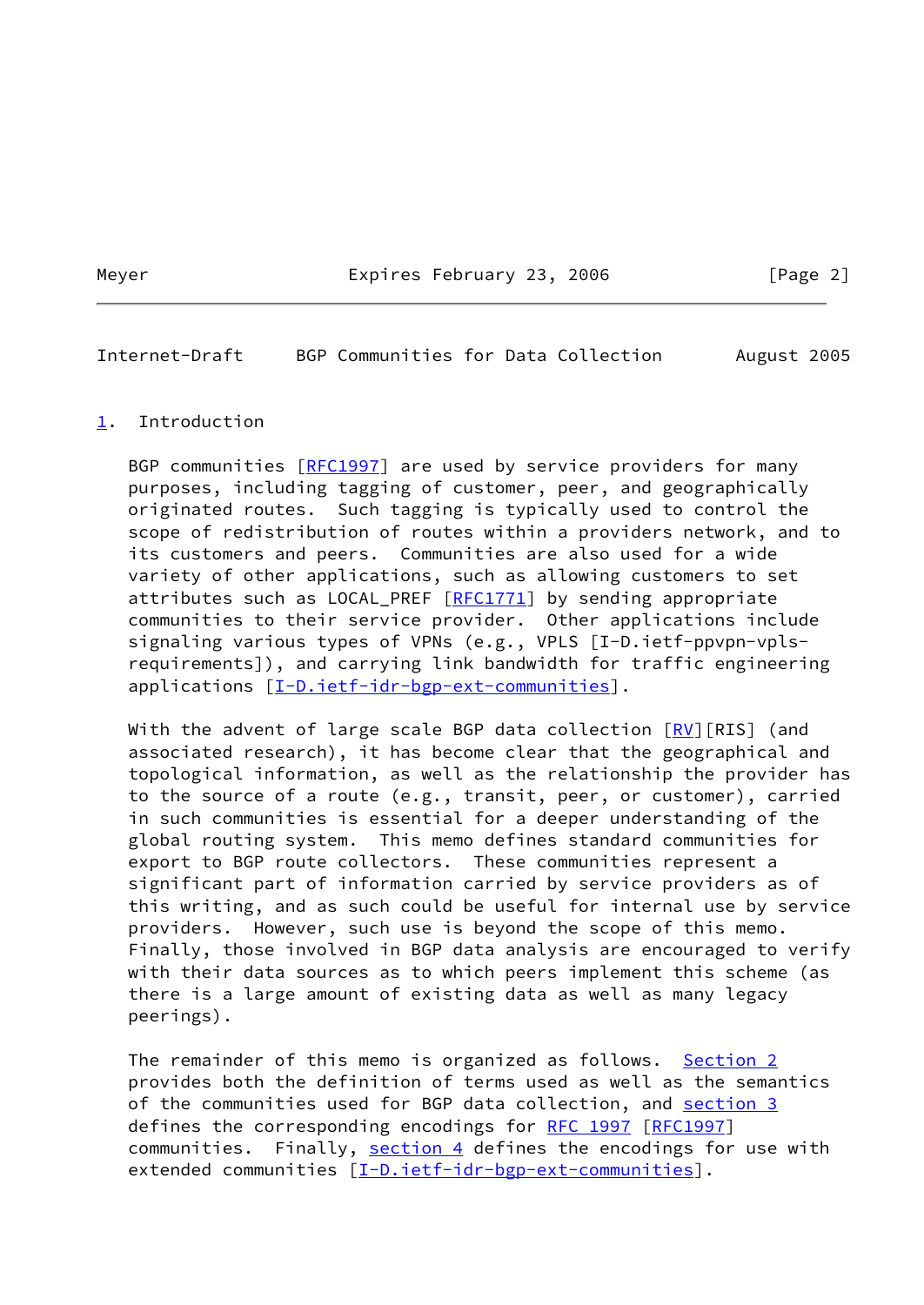# 1. Introduction

BGP communities [RFC1997] are used by service providers for many purposes, including tagging of customer, peer, and geographically originated routes. Such tagging is typically used to control the scope of redistribution of routes within a providers network, and to its customers and peers. Communities are also used for a wide variety of other applications, such as allowing customers to set attributes such as LOCAL_PREF [RFC1771] by sending appropriate communities to their service provider. Other applications include signaling various types of VPNs (e.g., VPLS [I-D.ietf-ppvpn-vpls-requirements]), and carrying link bandwidth for traffic engineering applications [I-D.ietf-idr-bgp-ext-communities].

With the advent of large scale BGP data collection [RV][RIS] (and associated research), it has become clear that the geographical and topological information, as well as the relationship the provider has to the source of a route (e.g., transit, peer, or customer), carried in such communities is essential for a deeper understanding of the global routing system. This memo defines standard communities for export to BGP route collectors. These communities represent a significant part of information carried by service providers as of this writing, and as such could be useful for internal use by service providers. However, such use is beyond the scope of this memo. Finally, those involved in BGP data analysis are encouraged to verify with their data sources as to which peers implement this scheme (as there is a large amount of existing data as well as many legacy peerings).

The remainder of this memo is organized as follows. Section 2 provides both the definition of terms used as well as the semantics of the communities used for BGP data collection, and section 3 defines the corresponding encodings for RFC 1997 [RFC1997] communities. Finally, section 4 defines the encodings for use with extended communities [I-D.ietf-idr-bgp-ext-communities].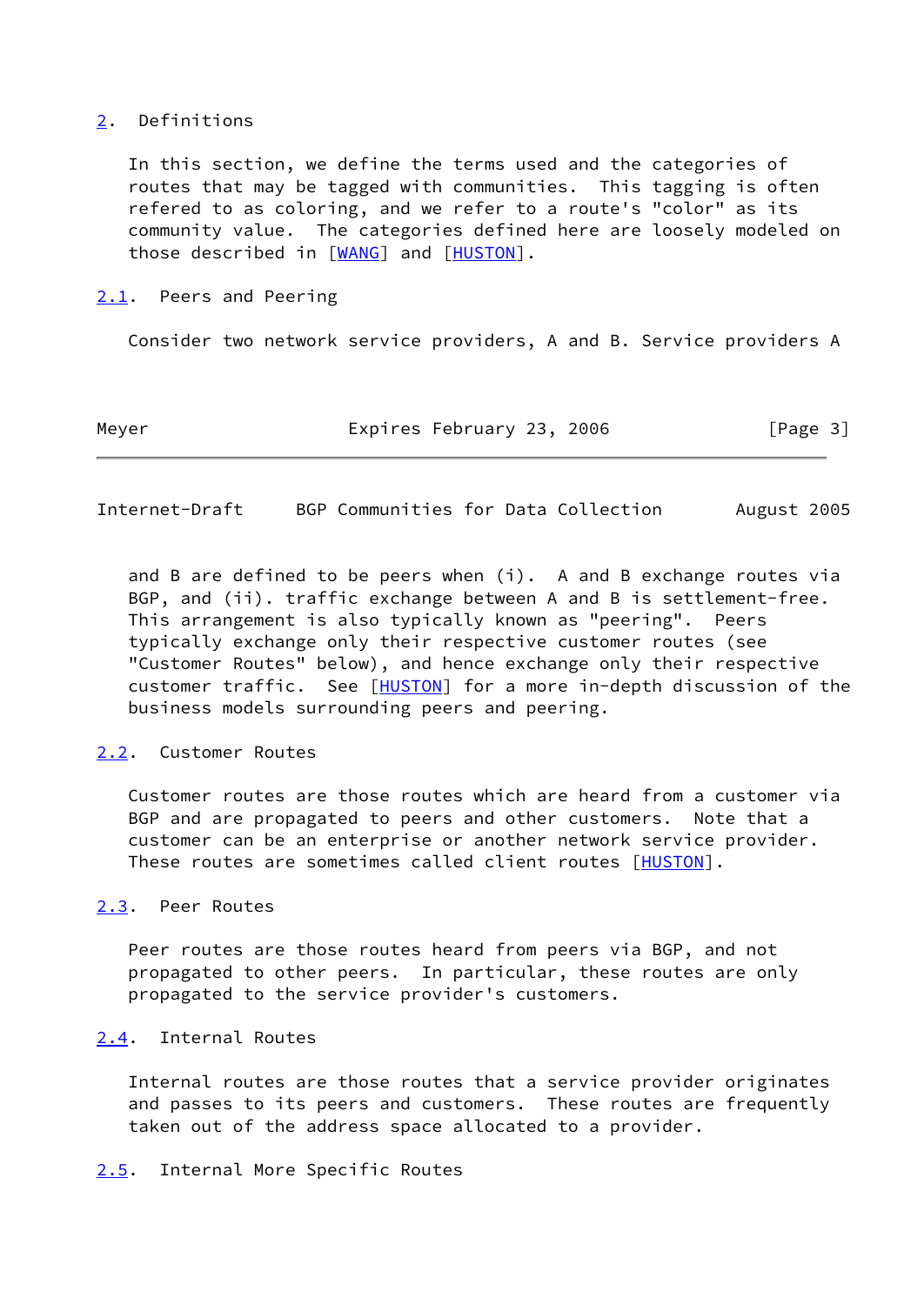## 2. Definitions

In this section, we define the terms used and the categories of routes that may be tagged with communities. This tagging is often refered to as coloring, and we refer to a route's "color" as its community value. The categories defined here are loosely modeled on those described in [WANG] and [HUSTON].

### 2.1. Peers and Peering

Consider two network service providers, A and B. Service providers A and B are defined to be peers when (i). A and B exchange routes via BGP, and (ii). traffic exchange between A and B is settlement-free. This arrangement is also typically known as "peering". Peers typically exchange only their respective customer routes (see "Customer Routes" below), and hence exchange only their respective customer traffic. See [HUSTON] for a more in-depth discussion of the business models surrounding peers and peering.

### 2.2. Customer Routes

Customer routes are those routes which are heard from a customer via BGP and are propagated to peers and other customers. Note that a customer can be an enterprise or another network service provider. These routes are sometimes called client routes [HUSTON].

### 2.3. Peer Routes

Peer routes are those routes heard from peers via BGP, and not propagated to other peers. In particular, these routes are only propagated to the service provider's customers.

### 2.4. Internal Routes

Internal routes are those routes that a service provider originates and passes to its peers and customers. These routes are frequently taken out of the address space allocated to a provider.

### 2.5. Internal More Specific Routes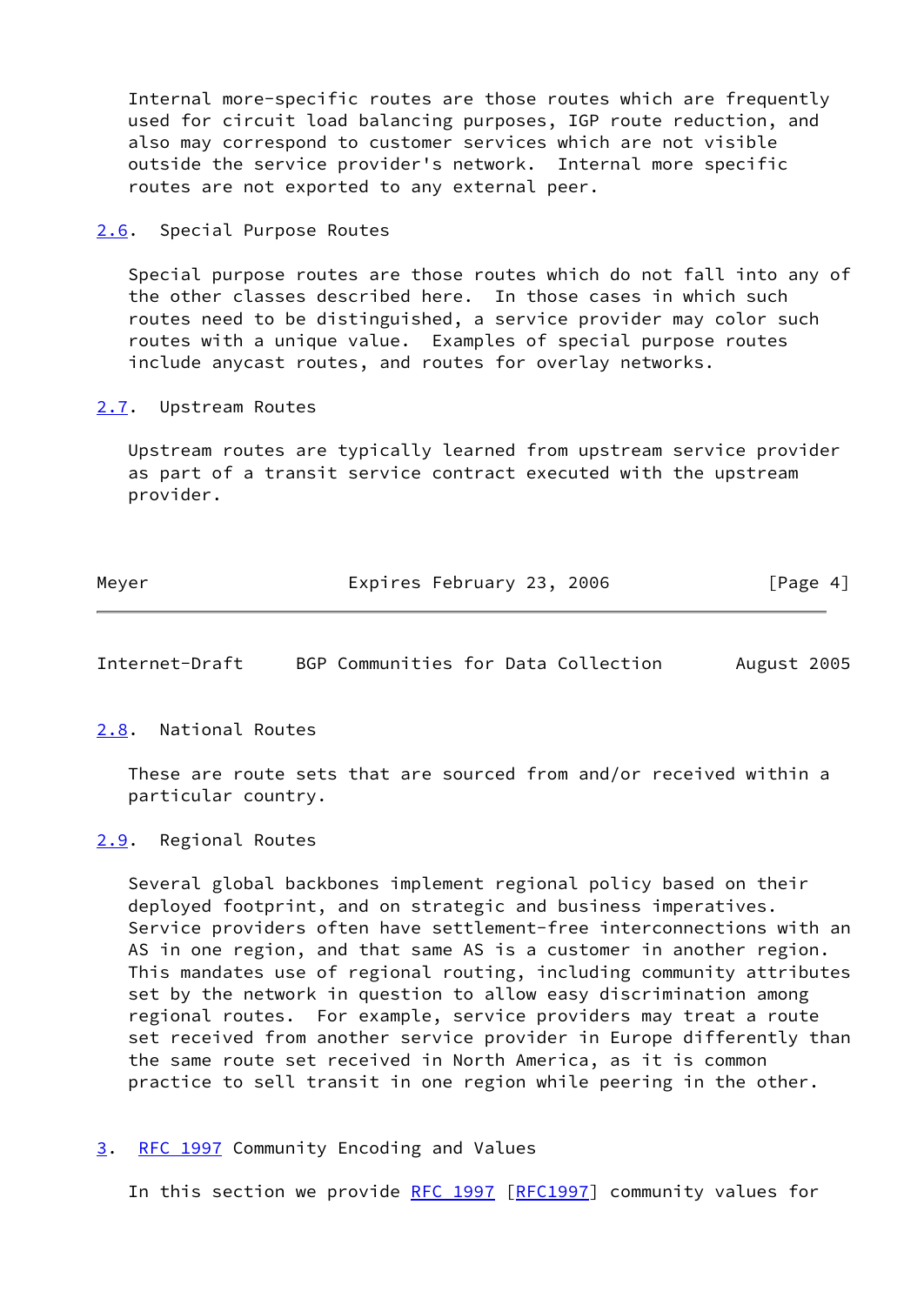Internal more-specific routes are those routes which are frequently used for circuit load balancing purposes, IGP route reduction, and also may correspond to customer services which are not visible outside the service provider's network. Internal more specific routes are not exported to any external peer.

### 2.6. Special Purpose Routes

Special purpose routes are those routes which do not fall into any of the other classes described here. In those cases in which such routes need to be distinguished, a service provider may color such routes with a unique value. Examples of special purpose routes include anycast routes, and routes for overlay networks.

### 2.7. Upstream Routes

Upstream routes are typically learned from upstream service provider as part of a transit service contract executed with the upstream provider.

### 2.8. National Routes

These are route sets that are sourced from and/or received within a particular country.

### 2.9. Regional Routes

Several global backbones implement regional policy based on their deployed footprint, and on strategic and business imperatives. Service providers often have settlement-free interconnections with an AS in one region, and that same AS is a customer in another region. This mandates use of regional routing, including community attributes set by the network in question to allow easy discrimination among regional routes. For example, service providers may treat a route set received from another service provider in Europe differently than the same route set received in North America, as it is common practice to sell transit in one region while peering in the other.

## 3. RFC 1997 Community Encoding and Values

In this section we provide RFC 1997 [RFC1997] community values for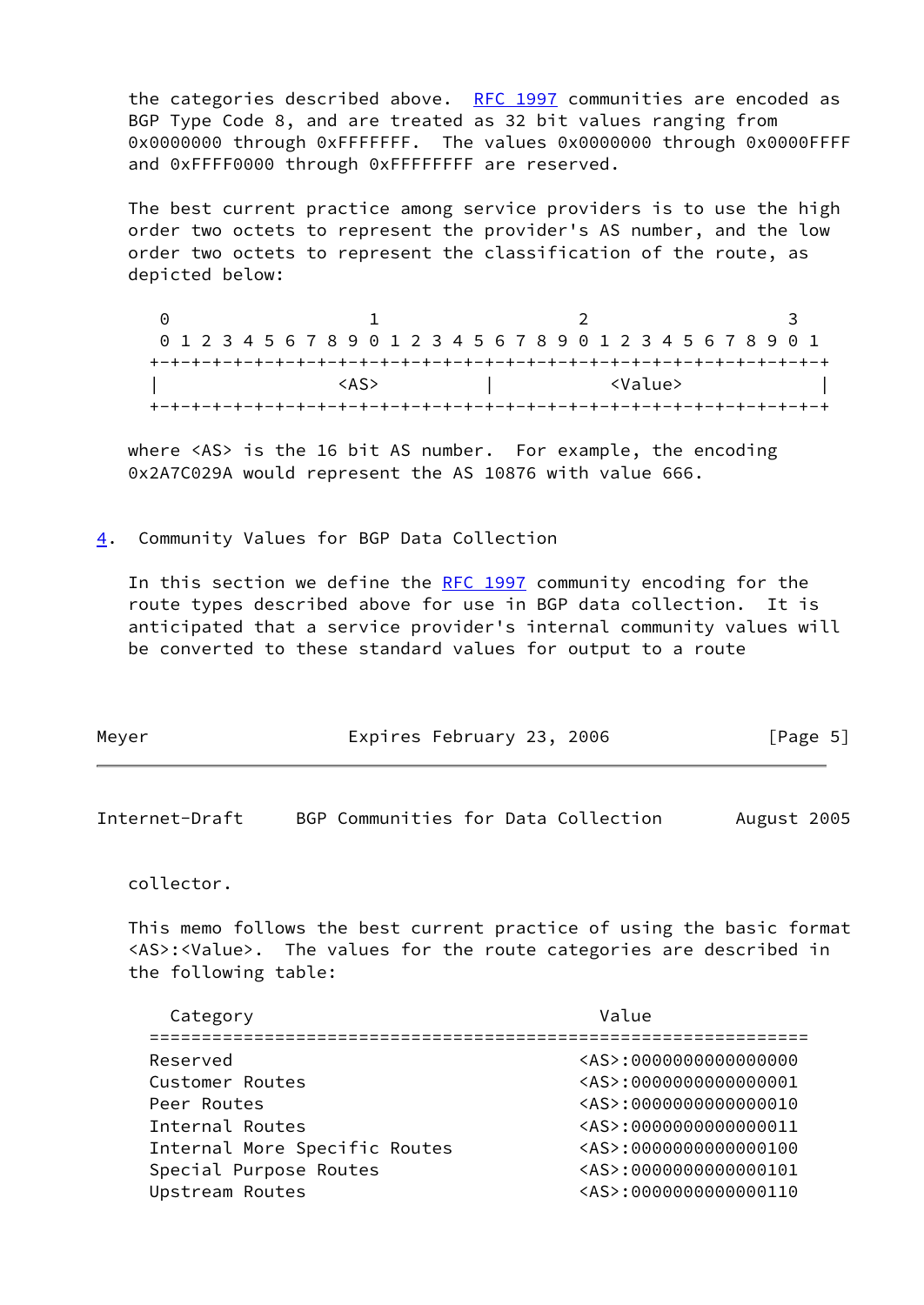the categories described above. RFC 1997 communities are encoded as BGP Type Code 8, and are treated as 32 bit values ranging from 0x0000000 through 0xFFFFFFF. The values 0x0000000 through 0x0000FFFF and 0xFFFF0000 through 0xFFFFFFFF are reserved.

The best current practice among service providers is to use the high order two octets to represent the provider's AS number, and the low order two octets to represent the classification of the route, as depicted below:

```
 0                   1                   2                   3
 0 1 2 3 4 5 6 7 8 9 0 1 2 3 4 5 6 7 8 9 0 1 2 3 4 5 6 7 8 9 0 1
+-+-+-+-+-+-+-+-+-+-+-+-+-+-+-+-+-+-+-+-+-+-+-+-+-+-+-+-+-+-+-+-+
|                 <AS>          |           <Value>             |
+-+-+-+-+-+-+-+-+-+-+-+-+-+-+-+-+-+-+-+-+-+-+-+-+-+-+-+-+-+-+-+-+
```

where <AS> is the 16 bit AS number. For example, the encoding 0x2A7C029A would represent the AS 10876 with value 666.

## 4. Community Values for BGP Data Collection

In this section we define the RFC 1997 community encoding for the route types described above for use in BGP data collection. It is anticipated that a service provider's internal community values will be converted to these standard values for output to a route collector.

This memo follows the best current practice of using the basic format <AS>:<Value>. The values for the route categories are described in the following table:

| Category | Value |
|---|---|
| Reserved | <AS>:0000000000000000 |
| Customer Routes | <AS>:0000000000000001 |
| Peer Routes | <AS>:0000000000000010 |
| Internal Routes | <AS>:0000000000000011 |
| Internal More Specific Routes | <AS>:0000000000000100 |
| Special Purpose Routes | <AS>:0000000000000101 |
| Upstream Routes | <AS>:0000000000000110 |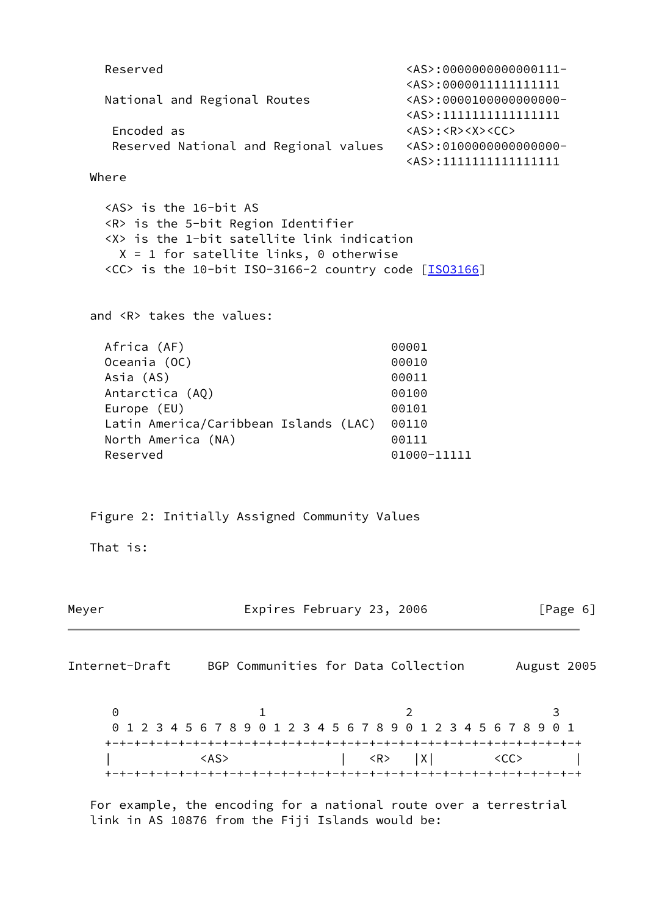```
   Reserved                                   <AS>:0000000000000111-
                                              <AS>:0000011111111111
   National and Regional Routes               <AS>:0000100000000000-
                                              <AS>:1111111111111111

    Encoded as                                <AS>:<R><X><CC>
    Reserved National and Regional values     <AS>:0100000000000000-
                                              <AS>:1111111111111111
```

Where

```
   <AS> is the 16-bit AS
   <R> is the 5-bit Region Identifier
   <X> is the 1-bit satellite link indication
     X = 1 for satellite links, 0 otherwise
   <CC> is the 10-bit ISO-3166-2 country code [ISO3166]
```

and <R> takes the values:

```
   Africa (AF)                               00001
   Oceania (OC)                              00010
   Asia (AS)                                 00011
   Antarctica (AQ)                           00100
   Europe (EU)                               00101
   Latin America/Caribbean Islands (LAC)     00110
   North America (NA)                        00111
   Reserved                                  01000-11111
```

Figure 2: Initially Assigned Community Values

That is:

```
    0                   1                   2                   3
    0 1 2 3 4 5 6 7 8 9 0 1 2 3 4 5 6 7 8 9 0 1 2 3 4 5 6 7 8 9 0 1
   +-+-+-+-+-+-+-+-+-+-+-+-+-+-+-+-+-+-+-+-+-+-+-+-+-+-+-+-+-+-+-+-+
   |            <AS>               |   <R>   |X|        <CC>       |
   +-+-+-+-+-+-+-+-+-+-+-+-+-+-+-+-+-+-+-+-+-+-+-+-+-+-+-+-+-+-+-+-+
```

For example, the encoding for a national route over a terrestrial link in AS 10876 from the Fiji Islands would be: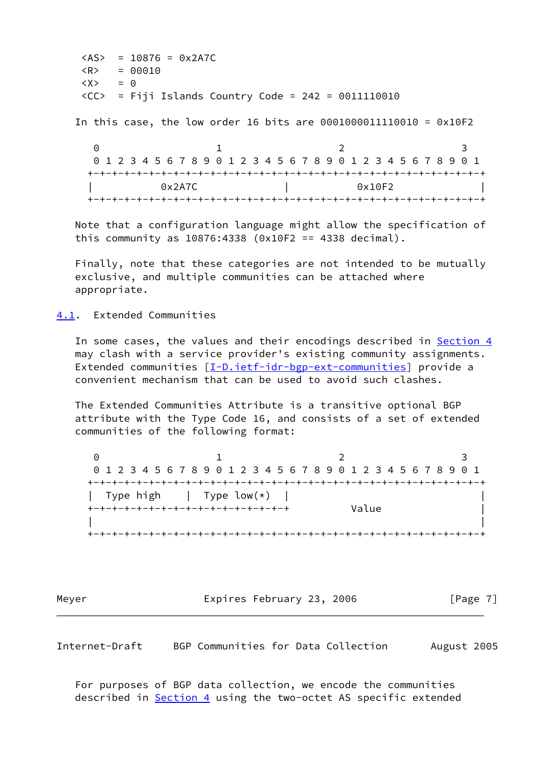```
<AS>  = 10876 = 0x2A7C
<R>   = 00010
<X>   = 0
<CC>  = Fiji Islands Country Code = 242 = 0011110010
```

In this case, the low order 16 bits are 0001000011110010 = 0x10F2

```
 0                   1                   2                   3
 0 1 2 3 4 5 6 7 8 9 0 1 2 3 4 5 6 7 8 9 0 1 2 3 4 5 6 7 8 9 0 1
+-+-+-+-+-+-+-+-+-+-+-+-+-+-+-+-+-+-+-+-+-+-+-+-+-+-+-+-+-+-+-+-+
|           0x2A7C              |           0x10F2              |
+-+-+-+-+-+-+-+-+-+-+-+-+-+-+-+-+-+-+-+-+-+-+-+-+-+-+-+-+-+-+-+-+
```

Note that a configuration language might allow the specification of this community as 10876:4338 (0x10F2 == 4338 decimal).

Finally, note that these categories are not intended to be mutually exclusive, and multiple communities can be attached where appropriate.

## 4.1. Extended Communities

In some cases, the values and their encodings described in Section 4 may clash with a service provider's existing community assignments. Extended communities [I-D.ietf-idr-bgp-ext-communities] provide a convenient mechanism that can be used to avoid such clashes.

The Extended Communities Attribute is a transitive optional BGP attribute with the Type Code 16, and consists of a set of extended communities of the following format:

```
 0                   1                   2                   3
 0 1 2 3 4 5 6 7 8 9 0 1 2 3 4 5 6 7 8 9 0 1 2 3 4 5 6 7 8 9 0 1
+-+-+-+-+-+-+-+-+-+-+-+-+-+-+-+-+-+-+-+-+-+-+-+-+-+-+-+-+-+-+-+-+
|  Type high    |  Type low(*)  |                               |
+-+-+-+-+-+-+-+-+-+-+-+-+-+-+-+-+          Value                |
|                                                               |
+-+-+-+-+-+-+-+-+-+-+-+-+-+-+-+-+-+-+-+-+-+-+-+-+-+-+-+-+-+-+-+-+
```

For purposes of BGP data collection, we encode the communities described in Section 4 using the two-octet AS specific extended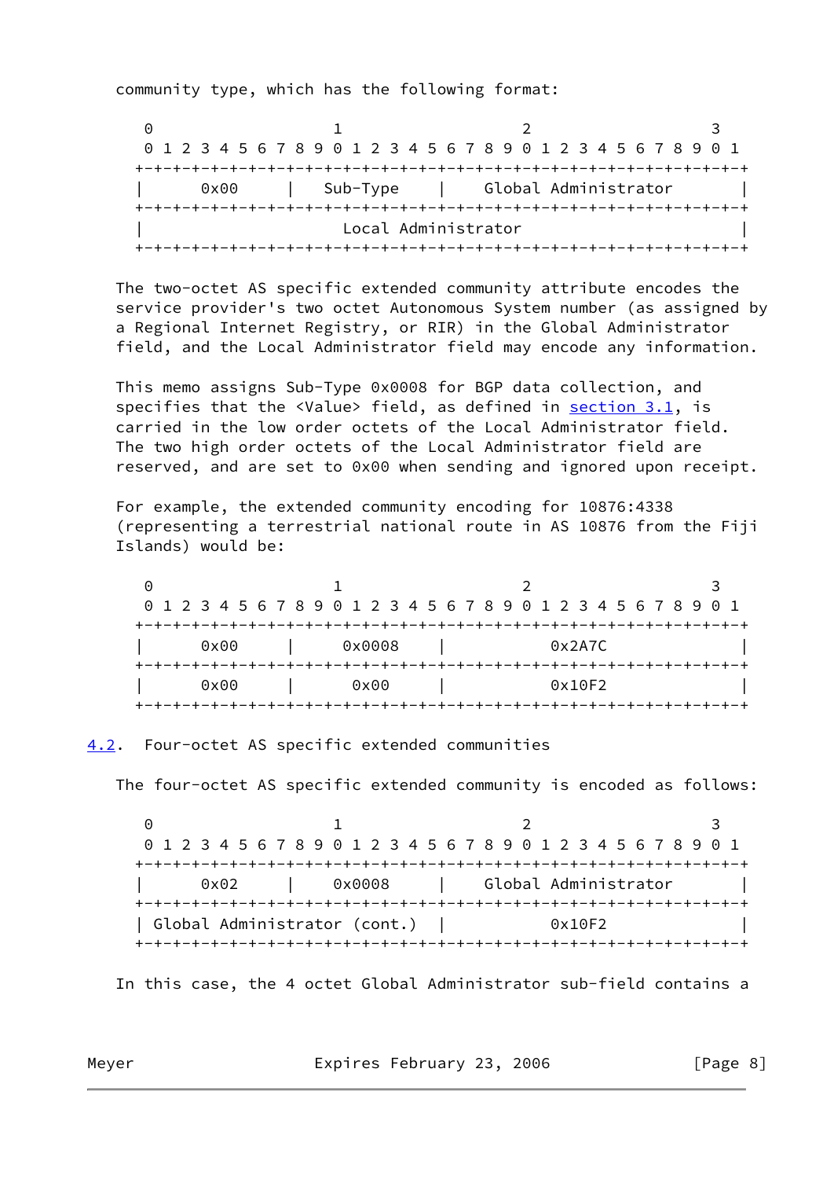community type, which has the following format:

```
    0                   1                   2                   3
    0 1 2 3 4 5 6 7 8 9 0 1 2 3 4 5 6 7 8 9 0 1 2 3 4 5 6 7 8 9 0 1
   +-+-+-+-+-+-+-+-+-+-+-+-+-+-+-+-+-+-+-+-+-+-+-+-+-+-+-+-+-+-+-+-+
   |      0x00     |   Sub-Type    |    Global Administrator       |
   +-+-+-+-+-+-+-+-+-+-+-+-+-+-+-+-+-+-+-+-+-+-+-+-+-+-+-+-+-+-+-+-+
   |                     Local Administrator                       |
   +-+-+-+-+-+-+-+-+-+-+-+-+-+-+-+-+-+-+-+-+-+-+-+-+-+-+-+-+-+-+-+-+
```

The two-octet AS specific extended community attribute encodes the service provider's two octet Autonomous System number (as assigned by a Regional Internet Registry, or RIR) in the Global Administrator field, and the Local Administrator field may encode any information.

This memo assigns Sub-Type 0x0008 for BGP data collection, and specifies that the <Value> field, as defined in section 3.1, is carried in the low order octets of the Local Administrator field. The two high order octets of the Local Administrator field are reserved, and are set to 0x00 when sending and ignored upon receipt.

For example, the extended community encoding for 10876:4338 (representing a terrestrial national route in AS 10876 from the Fiji Islands) would be:

```
    0                   1                   2                   3
    0 1 2 3 4 5 6 7 8 9 0 1 2 3 4 5 6 7 8 9 0 1 2 3 4 5 6 7 8 9 0 1
   +-+-+-+-+-+-+-+-+-+-+-+-+-+-+-+-+-+-+-+-+-+-+-+-+-+-+-+-+-+-+-+-+
   |      0x00     |     0x0008    |            0x2A7C             |
   +-+-+-+-+-+-+-+-+-+-+-+-+-+-+-+-+-+-+-+-+-+-+-+-+-+-+-+-+-+-+-+-+
   |      0x00     |      0x00     |            0x10F2             |
   +-+-+-+-+-+-+-+-+-+-+-+-+-+-+-+-+-+-+-+-+-+-+-+-+-+-+-+-+-+-+-+-+
```

## 4.2. Four-octet AS specific extended communities

The four-octet AS specific extended community is encoded as follows:

```
    0                   1                   2                   3
    0 1 2 3 4 5 6 7 8 9 0 1 2 3 4 5 6 7 8 9 0 1 2 3 4 5 6 7 8 9 0 1
   +-+-+-+-+-+-+-+-+-+-+-+-+-+-+-+-+-+-+-+-+-+-+-+-+-+-+-+-+-+-+-+-+
   |      0x02     |    0x0008     |    Global Administrator       |
   +-+-+-+-+-+-+-+-+-+-+-+-+-+-+-+-+-+-+-+-+-+-+-+-+-+-+-+-+-+-+-+-+
   | Global Administrator (cont.)  |            0x10F2             |
   +-+-+-+-+-+-+-+-+-+-+-+-+-+-+-+-+-+-+-+-+-+-+-+-+-+-+-+-+-+-+-+-+
```

In this case, the 4 octet Global Administrator sub-field contains a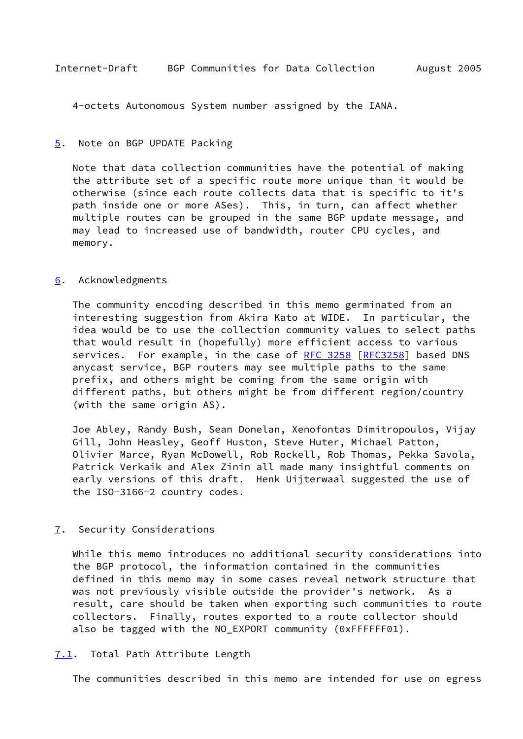4-octets Autonomous System number assigned by the IANA.

## 5. Note on BGP UPDATE Packing

Note that data collection communities have the potential of making the attribute set of a specific route more unique than it would be otherwise (since each route collects data that is specific to it's path inside one or more ASes). This, in turn, can affect whether multiple routes can be grouped in the same BGP update message, and may lead to increased use of bandwidth, router CPU cycles, and memory.

## 6. Acknowledgments

The community encoding described in this memo germinated from an interesting suggestion from Akira Kato at WIDE. In particular, the idea would be to use the collection community values to select paths that would result in (hopefully) more efficient access to various services. For example, in the case of RFC 3258 [RFC3258] based DNS anycast service, BGP routers may see multiple paths to the same prefix, and others might be coming from the same origin with different paths, but others might be from different region/country (with the same origin AS).

Joe Abley, Randy Bush, Sean Donelan, Xenofontas Dimitropoulos, Vijay Gill, John Heasley, Geoff Huston, Steve Huter, Michael Patton, Olivier Marce, Ryan McDowell, Rob Rockell, Rob Thomas, Pekka Savola, Patrick Verkaik and Alex Zinin all made many insightful comments on early versions of this draft. Henk Uijterwaal suggested the use of the ISO-3166-2 country codes.

## 7. Security Considerations

While this memo introduces no additional security considerations into the BGP protocol, the information contained in the communities defined in this memo may in some cases reveal network structure that was not previously visible outside the provider's network. As a result, care should be taken when exporting such communities to route collectors. Finally, routes exported to a route collector should also be tagged with the NO_EXPORT community (0xFFFFFF01).

### 7.1. Total Path Attribute Length

The communities described in this memo are intended for use on egress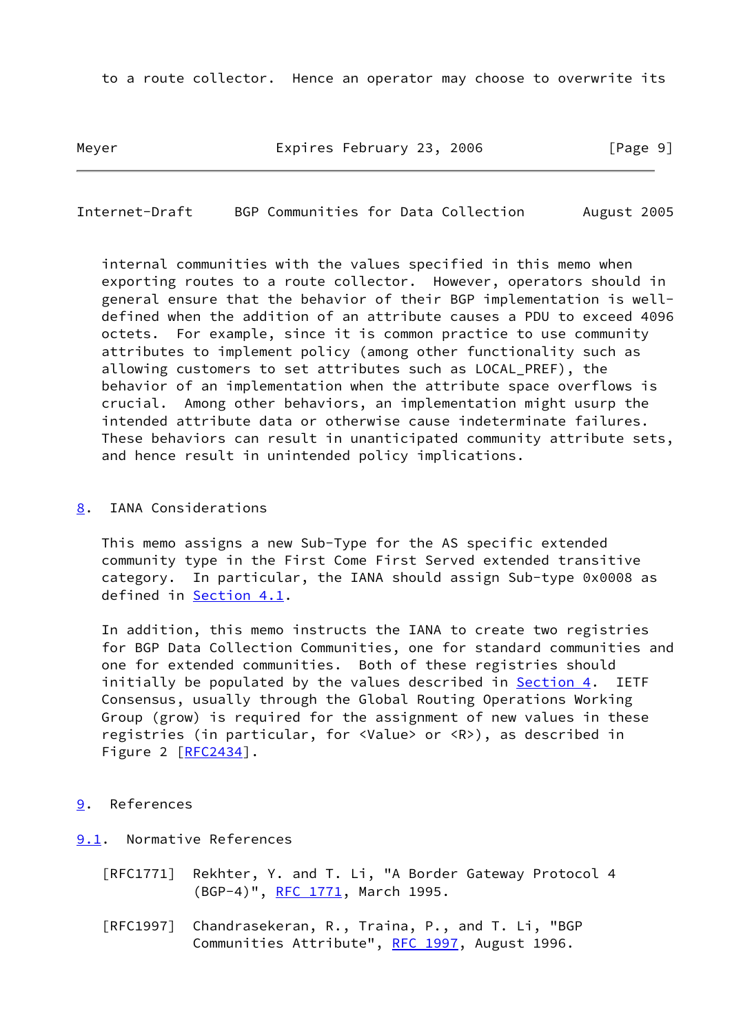to a route collector. Hence an operator may choose to overwrite its internal communities with the values specified in this memo when exporting routes to a route collector. However, operators should in general ensure that the behavior of their BGP implementation is well-defined when the addition of an attribute causes a PDU to exceed 4096 octets. For example, since it is common practice to use community attributes to implement policy (among other functionality such as allowing customers to set attributes such as LOCAL_PREF), the behavior of an implementation when the attribute space overflows is crucial. Among other behaviors, an implementation might usurp the intended attribute data or otherwise cause indeterminate failures. These behaviors can result in unanticipated community attribute sets, and hence result in unintended policy implications.

## 8. IANA Considerations

This memo assigns a new Sub-Type for the AS specific extended community type in the First Come First Served extended transitive category. In particular, the IANA should assign Sub-type 0x0008 as defined in Section 4.1.

In addition, this memo instructs the IANA to create two registries for BGP Data Collection Communities, one for standard communities and one for extended communities. Both of these registries should initially be populated by the values described in Section 4. IETF Consensus, usually through the Global Routing Operations Working Group (grow) is required for the assignment of new values in these registries (in particular, for <Value> or <R>), as described in Figure 2 [RFC2434].

## 9. References

### 9.1. Normative References

[RFC1771] Rekhter, Y. and T. Li, "A Border Gateway Protocol 4 (BGP-4)", RFC 1771, March 1995.

[RFC1997] Chandrasekeran, R., Traina, P., and T. Li, "BGP Communities Attribute", RFC 1997, August 1996.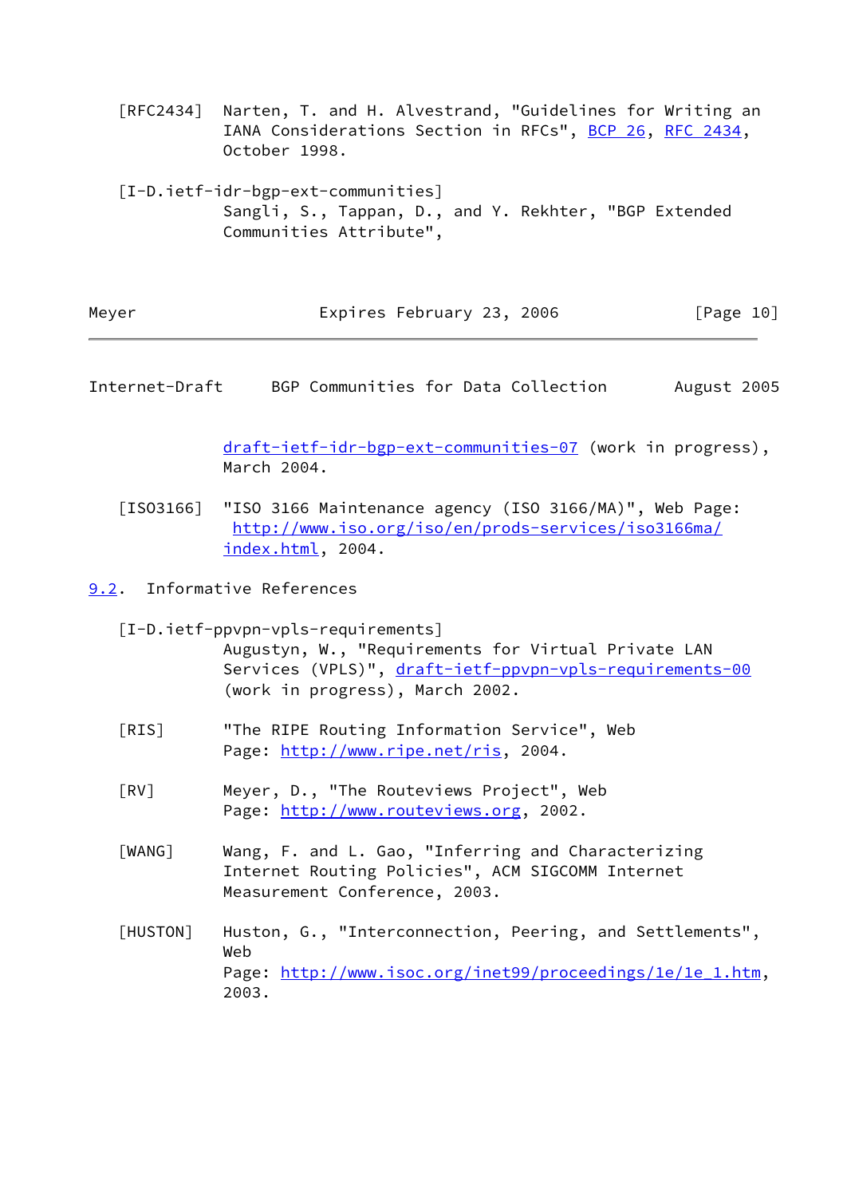[RFC2434] Narten, T. and H. Alvestrand, "Guidelines for Writing an IANA Considerations Section in RFCs", BCP 26, RFC 2434, October 1998.

[I-D.ietf-idr-bgp-ext-communities] Sangli, S., Tappan, D., and Y. Rekhter, "BGP Extended Communities Attribute", draft-ietf-idr-bgp-ext-communities-07 (work in progress), March 2004.

[ISO3166] "ISO 3166 Maintenance agency (ISO 3166/MA)", Web Page: http://www.iso.org/iso/en/prods-services/iso3166ma/index.html, 2004.

## 9.2. Informative References

[I-D.ietf-ppvpn-vpls-requirements] Augustyn, W., "Requirements for Virtual Private LAN Services (VPLS)", draft-ietf-ppvpn-vpls-requirements-00 (work in progress), March 2002.

[RIS] "The RIPE Routing Information Service", Web Page: http://www.ripe.net/ris, 2004.

[RV] Meyer, D., "The Routeviews Project", Web Page: http://www.routeviews.org, 2002.

[WANG] Wang, F. and L. Gao, "Inferring and Characterizing Internet Routing Policies", ACM SIGCOMM Internet Measurement Conference, 2003.

[HUSTON] Huston, G., "Interconnection, Peering, and Settlements", Web Page: http://www.isoc.org/inet99/proceedings/1e/1e_1.htm, 2003.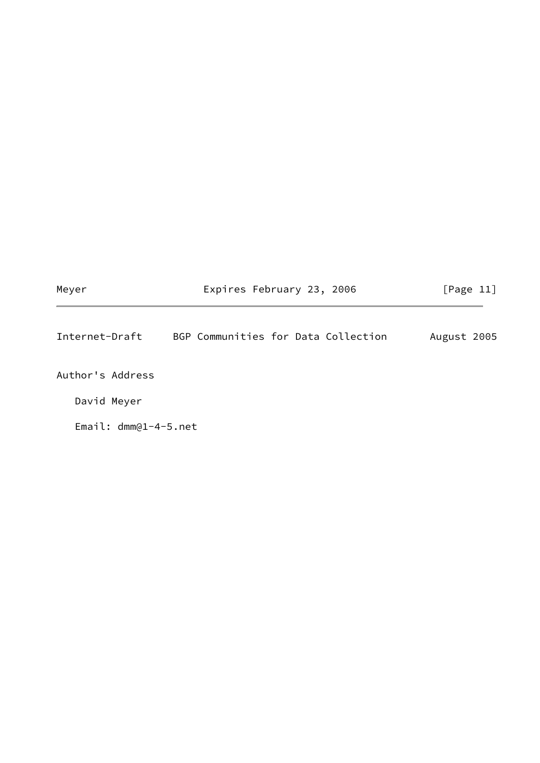## Author's Address

David Meyer

Email: dmm@1-4-5.net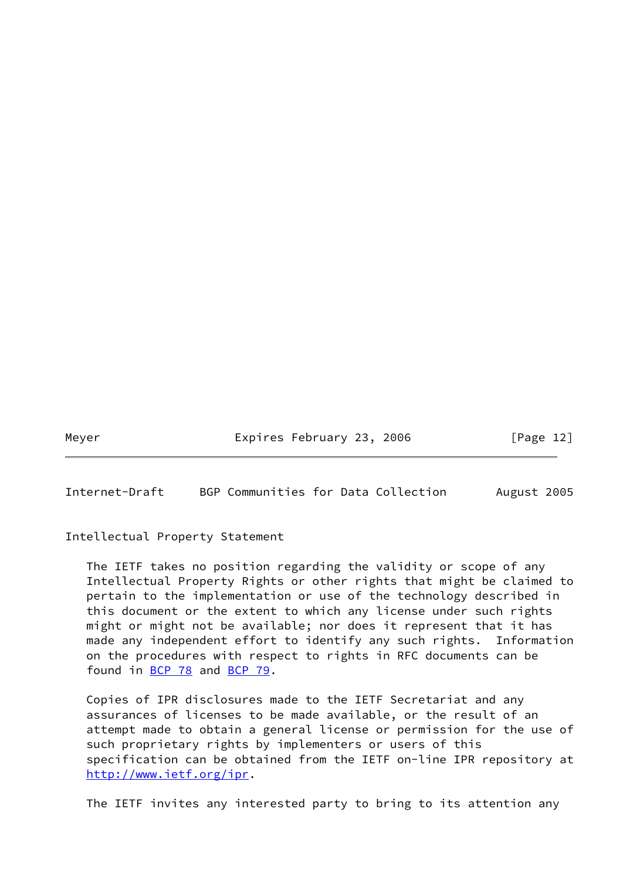## Intellectual Property Statement

The IETF takes no position regarding the validity or scope of any Intellectual Property Rights or other rights that might be claimed to pertain to the implementation or use of the technology described in this document or the extent to which any license under such rights might or might not be available; nor does it represent that it has made any independent effort to identify any such rights. Information on the procedures with respect to rights in RFC documents can be found in BCP 78 and BCP 79.

Copies of IPR disclosures made to the IETF Secretariat and any assurances of licenses to be made available, or the result of an attempt made to obtain a general license or permission for the use of such proprietary rights by implementers or users of this specification can be obtained from the IETF on-line IPR repository at http://www.ietf.org/ipr.

The IETF invites any interested party to bring to its attention any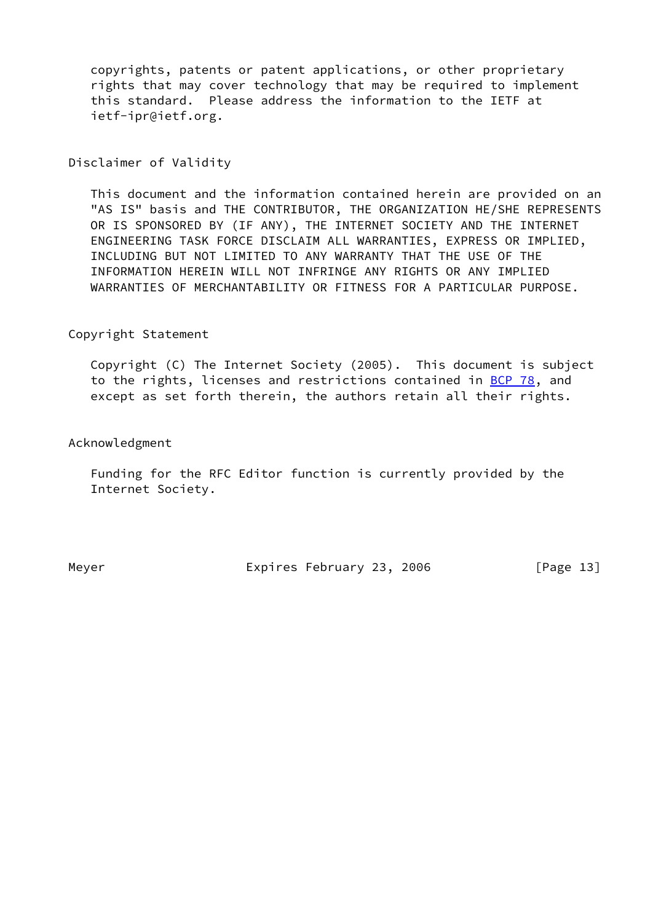copyrights, patents or patent applications, or other proprietary rights that may cover technology that may be required to implement this standard. Please address the information to the IETF at ietf-ipr@ietf.org.

## Disclaimer of Validity

This document and the information contained herein are provided on an "AS IS" basis and THE CONTRIBUTOR, THE ORGANIZATION HE/SHE REPRESENTS OR IS SPONSORED BY (IF ANY), THE INTERNET SOCIETY AND THE INTERNET ENGINEERING TASK FORCE DISCLAIM ALL WARRANTIES, EXPRESS OR IMPLIED, INCLUDING BUT NOT LIMITED TO ANY WARRANTY THAT THE USE OF THE INFORMATION HEREIN WILL NOT INFRINGE ANY RIGHTS OR ANY IMPLIED WARRANTIES OF MERCHANTABILITY OR FITNESS FOR A PARTICULAR PURPOSE.

## Copyright Statement

Copyright (C) The Internet Society (2005). This document is subject to the rights, licenses and restrictions contained in BCP 78, and except as set forth therein, the authors retain all their rights.

## Acknowledgment

Funding for the RFC Editor function is currently provided by the Internet Society.